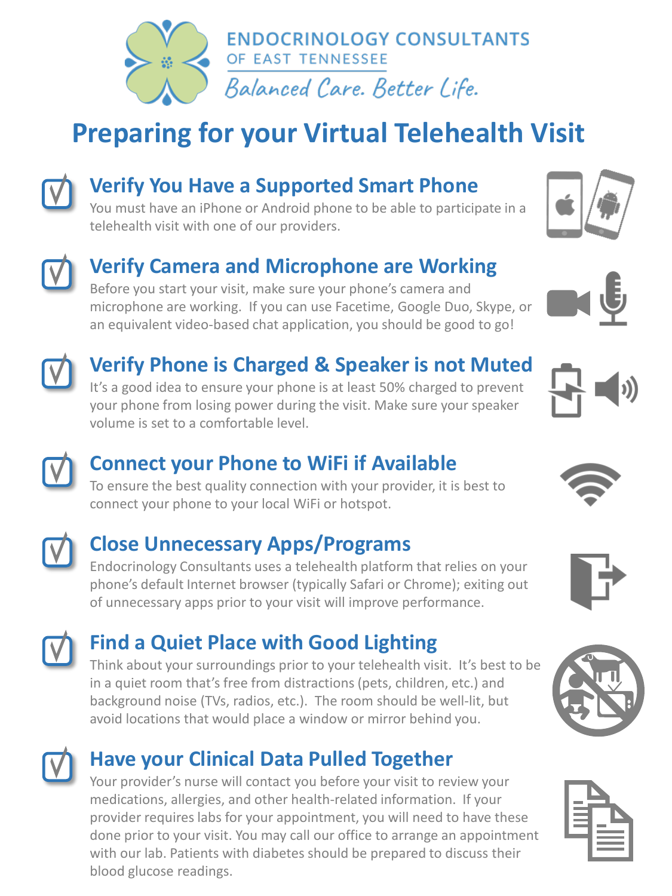ENDOCRINOLOGY CONSULTANTS OF EAST TENNESSEE

*Balanced Care. Better Life.*

# Preparing for your Virtual Telehealth Visit

## Verify You Have a Supported Smart Phone

You must have an iPhone or Android phone to be able to participate in a telehealth visit with one of our providers.

## Verify Camera and Microphone are Working

Before you start your visit, make sure your phone's camera and microphone are working. If you can use Facetime, Google Duo, Skype, or an equivalent video-based chat application, you should be good to go!

## Verify Phone is Charged & Speaker is not Muted

It's a good idea to ensure your phone is at least 50% charged to prevent your phone from losing power during the visit. Make sure your speaker volume is set to a comfortable level.

## Connect your Phone to WiFi if Available

To ensure the best quality connection with your provider, it is best to connect your phone to your local WiFi or hotspot.

## Close Unnecessary Apps/Programs

Endocrinology Consultants uses a telehealth platform that relies on your phone's default Internet browser (typically Safari or Chrome); exiting out of unnecessary apps prior to your visit will improve performance.

## Find a Quiet Place with Good Lighting

Think about your surroundings prior to your telehealth visit. It's best to be in a quiet room that's free from distractions (pets, children, etc.) and background noise (TVs, radios, etc.). The room should be well-lit, but avoid locations that would place a window or mirror behind you.

## Have your Clinical Data Pulled Together

Your provider's nurse will contact you before your visit to review your medications, allergies, and other health-related information. If your provider requires labs for your appointment, you will need to have these done prior to your visit. You may call our office to arrange an appointment with our lab. Patients with diabetes should be prepared to discuss their blood glucose readings.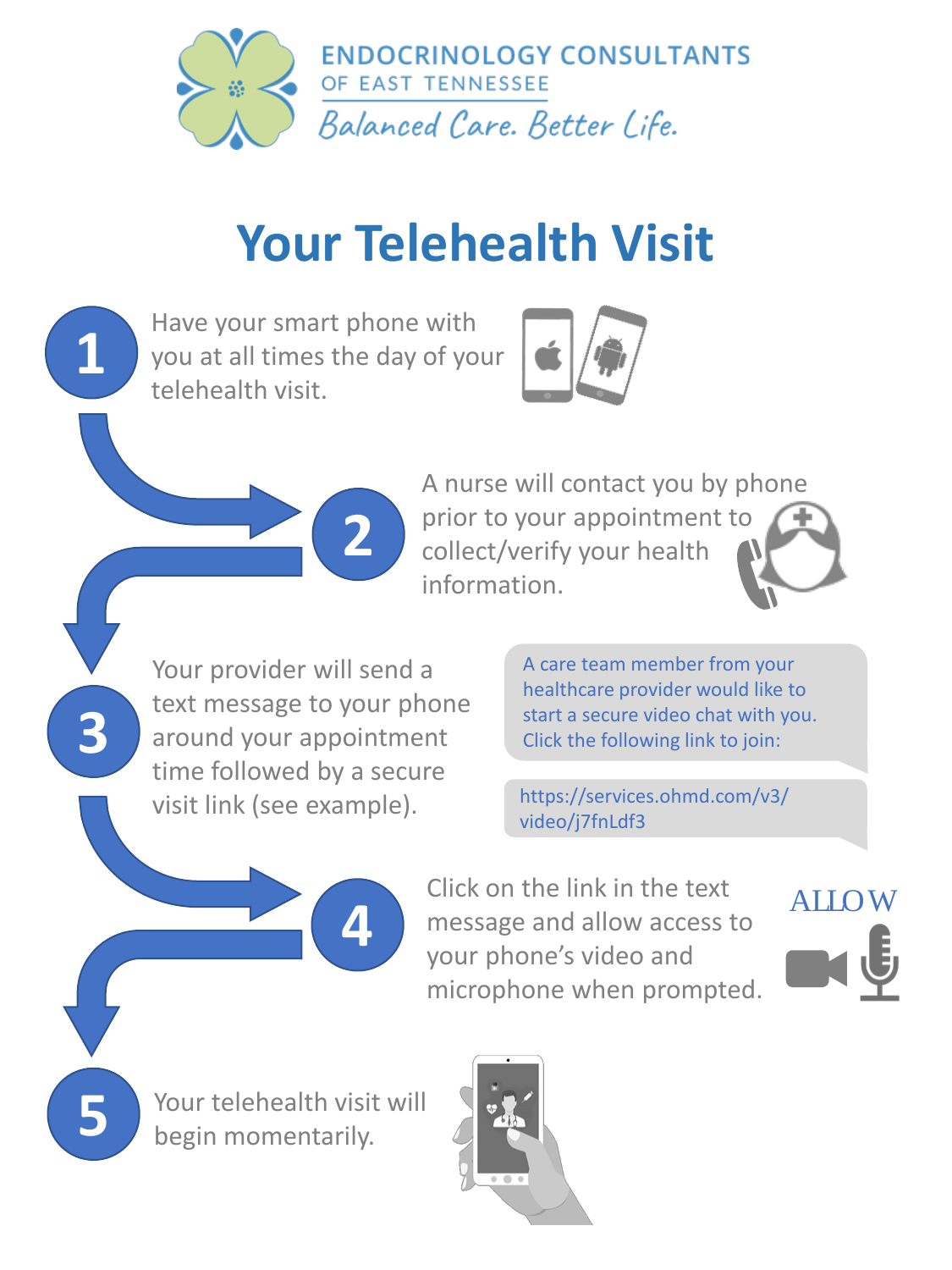ENDOCRINOLOGY CONSULTANTS
OF EAST TENNESSEE
*Balanced Care. Better Life.*

# Your Telehealth Visit

1. Have your smart phone with you at all times the day of your telehealth visit.

2. A nurse will contact you by phone prior to your appointment to collect/verify your health information.

3. Your provider will send a text message to your phone around your appointment time followed by a secure visit link (see example).

   > A care team member from your healthcare provider would like to start a secure video chat with you. Click the following link to join:
   >
   > https://services.ohmd.com/v3/video/j7fnLdf3

4. Click on the link in the text message and allow access to your phone's video and microphone when prompted.

   ALLOW

5. Your telehealth visit will begin momentarily.